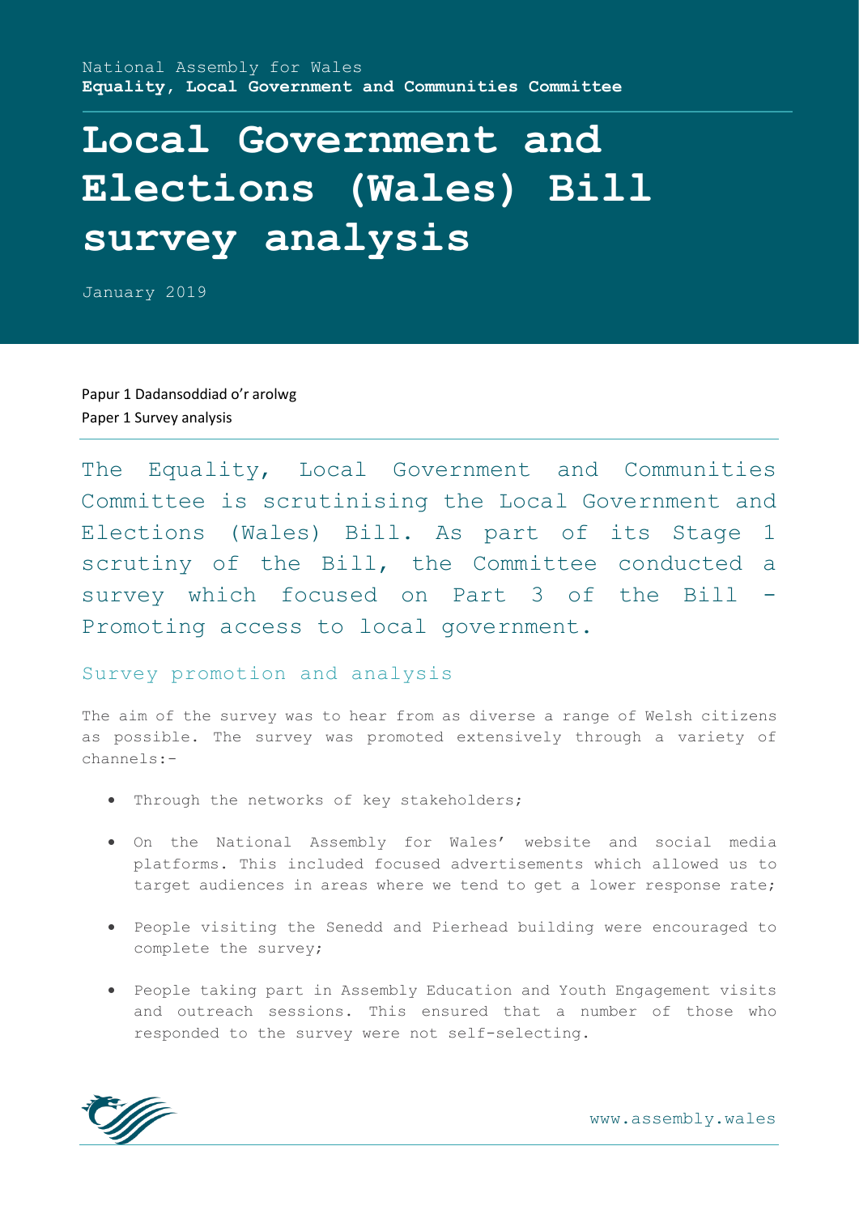National Assembly for Wales
**Equality, Local Government and Communities Committee**

# Local Government and Elections (Wales) Bill survey analysis

January 2019

Papur 1 Dadansoddiad o'r arolwg
Paper 1 Survey analysis

The Equality, Local Government and Communities Committee is scrutinising the Local Government and Elections (Wales) Bill. As part of its Stage 1 scrutiny of the Bill, the Committee conducted a survey which focused on Part 3 of the Bill - Promoting access to local government.

## Survey promotion and analysis

The aim of the survey was to hear from as diverse a range of Welsh citizens as possible. The survey was promoted extensively through a variety of channels:-

- Through the networks of key stakeholders;
- On the National Assembly for Wales' website and social media platforms. This included focused advertisements which allowed us to target audiences in areas where we tend to get a lower response rate;
- People visiting the Senedd and Pierhead building were encouraged to complete the survey;
- People taking part in Assembly Education and Youth Engagement visits and outreach sessions. This ensured that a number of those who responded to the survey were not self-selecting.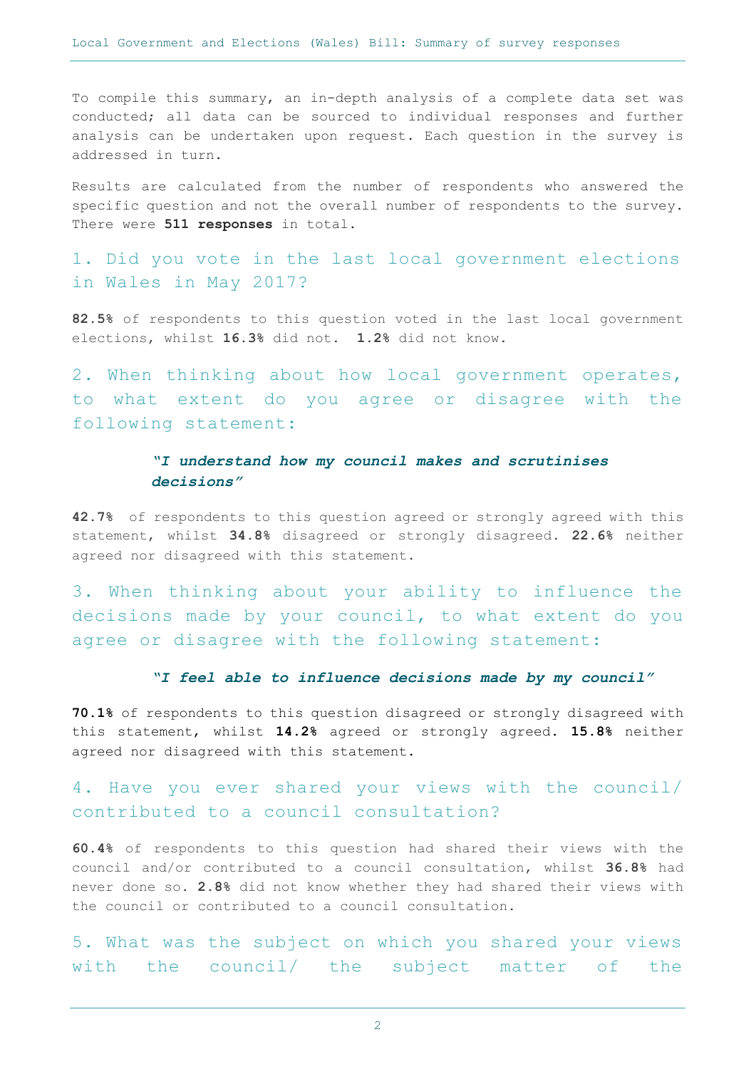To compile this summary, an in-depth analysis of a complete data set was conducted; all data can be sourced to individual responses and further analysis can be undertaken upon request. Each question in the survey is addressed in turn.

Results are calculated from the number of respondents who answered the specific question and not the overall number of respondents to the survey. There were **511 responses** in total.

## 1. Did you vote in the last local government elections in Wales in May 2017?

**82.5%** of respondents to this question voted in the last local government elections, whilst **16.3%** did not. **1.2%** did not know.

## 2. When thinking about how local government operates, to what extent do you agree or disagree with the following statement:

***"I understand how my council makes and scrutinises decisions"***

**42.7%** of respondents to this question agreed or strongly agreed with this statement, whilst **34.8%** disagreed or strongly disagreed. **22.6%** neither agreed nor disagreed with this statement.

## 3. When thinking about your ability to influence the decisions made by your council, to what extent do you agree or disagree with the following statement:

***"I feel able to influence decisions made by my council"***

**70.1%** of respondents to this question disagreed or strongly disagreed with this statement, whilst **14.2%** agreed or strongly agreed. **15.8%** neither agreed nor disagreed with this statement.

## 4. Have you ever shared your views with the council/ contributed to a council consultation?

**60.4%** of respondents to this question had shared their views with the council and/or contributed to a council consultation, whilst **36.8%** had never done so. **2.8%** did not know whether they had shared their views with the council or contributed to a council consultation.

## 5. What was the subject on which you shared your views with the council/ the subject matter of the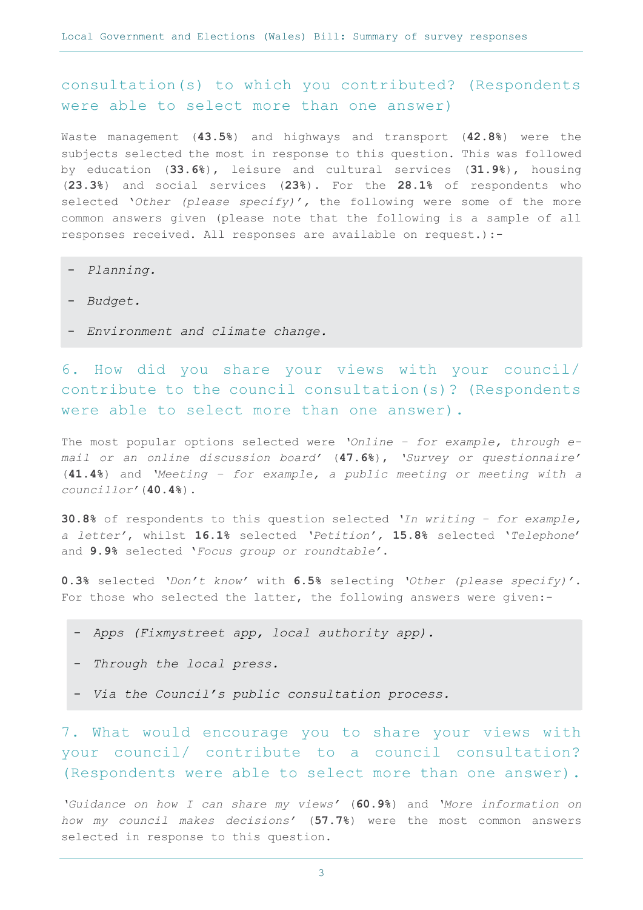## consultation(s) to which you contributed? (Respondents were able to select more than one answer)

Waste management (**43.5%**) and highways and transport (**42.8%**) were the subjects selected the most in response to this question. This was followed by education (**33.6%**), leisure and cultural services (**31.9%**), housing (**23.3%**) and social services (**23%**). For the **28.1%** of respondents who selected '*Other (please specify)*', the following were some of the more common answers given (please note that the following is a sample of all responses received. All responses are available on request.):-

> - *Planning.*
> - *Budget.*
> - *Environment and climate change.*

## 6. How did you share your views with your council/ contribute to the council consultation(s)? (Respondents were able to select more than one answer).

The most popular options selected were '*Online – for example, through e-mail or an online discussion board*' (**47.6%**), '*Survey or questionnaire*' (**41.4%**) and '*Meeting – for example, a public meeting or meeting with a councillor*'(**40.4%**).

**30.8%** of respondents to this question selected '*In writing – for example, a letter*', whilst **16.1%** selected '*Petition*', **15.8%** selected '*Telephone*' and **9.9%** selected '*Focus group or roundtable*'.

**0.3%** selected '*Don't know*' with **6.5%** selecting '*Other (please specify)*'. For those who selected the latter, the following answers were given:-

> - *Apps (Fixmystreet app, local authority app).*
> - *Through the local press.*
> - *Via the Council's public consultation process.*

## 7. What would encourage you to share your views with your council/ contribute to a council consultation? (Respondents were able to select more than one answer).

'*Guidance on how I can share my views*' (**60.9%**) and '*More information on how my council makes decisions*' (**57.7%**) were the most common answers selected in response to this question.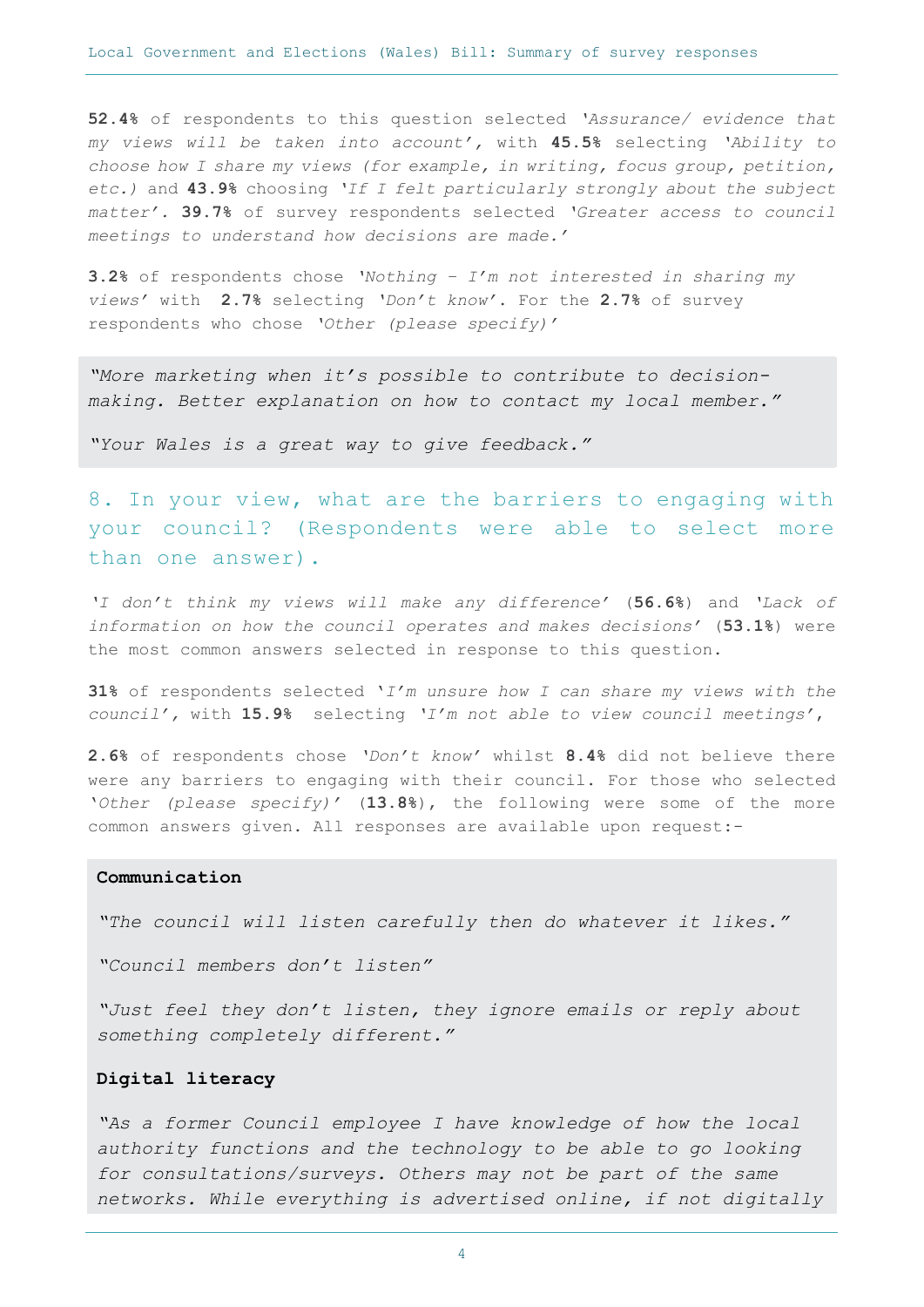**52.4%** of respondents to this question selected *'Assurance/ evidence that my views will be taken into account'*, with **45.5%** selecting *'Ability to choose how I share my views (for example, in writing, focus group, petition, etc.)* and **43.9%** choosing *'If I felt particularly strongly about the subject matter'.* **39.7%** of survey respondents selected *'Greater access to council meetings to understand how decisions are made.'*

**3.2%** of respondents chose *'Nothing – I'm not interested in sharing my views'* with **2.7%** selecting *'Don't know'*. For the **2.7%** of survey respondents who chose *'Other (please specify)'*

> *"More marketing when it's possible to contribute to decision-making. Better explanation on how to contact my local member."*
>
> *"Your Wales is a great way to give feedback."*

## 8. In your view, what are the barriers to engaging with your council? (Respondents were able to select more than one answer).

*'I don't think my views will make any difference'* (**56.6%**) and *'Lack of information on how the council operates and makes decisions'* (**53.1%**) were the most common answers selected in response to this question.

**31%** of respondents selected *'I'm unsure how I can share my views with the council'*, with **15.9%** selecting *'I'm not able to view council meetings'*,

**2.6%** of respondents chose *'Don't know'* whilst **8.4%** did not believe there were any barriers to engaging with their council. For those who selected *'Other (please specify)'* (**13.8%**), the following were some of the more common answers given. All responses are available upon request:-

> **Communication**
>
> *"The council will listen carefully then do whatever it likes."*
>
> *"Council members don't listen"*
>
> *"Just feel they don't listen, they ignore emails or reply about something completely different."*
>
> **Digital literacy**
>
> *"As a former Council employee I have knowledge of how the local authority functions and the technology to be able to go looking for consultations/surveys. Others may not be part of the same networks. While everything is advertised online, if not digitally*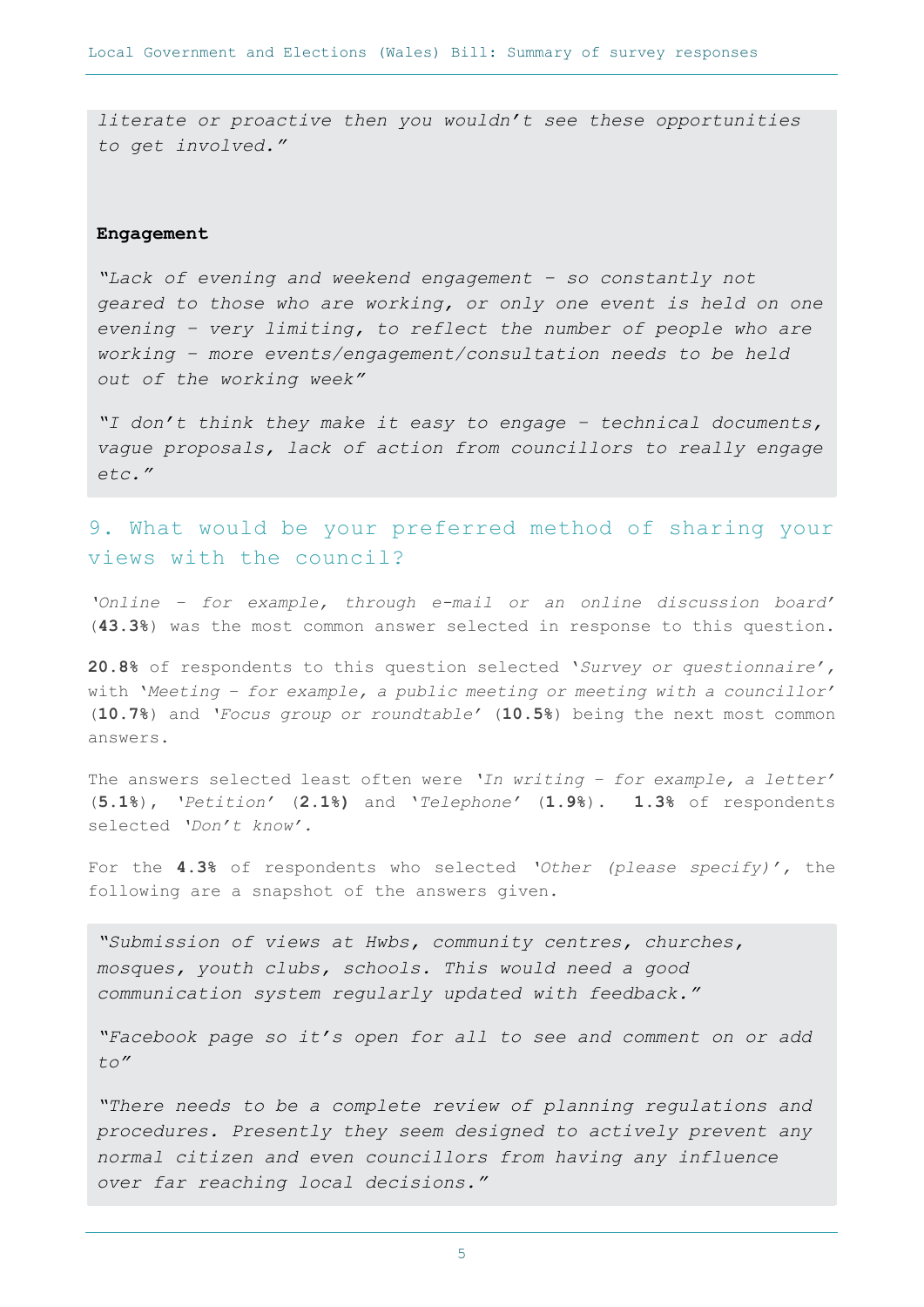*literate or proactive then you wouldn't see these opportunities to get involved."*

**Engagement**

*"Lack of evening and weekend engagement – so constantly not geared to those who are working, or only one event is held on one evening – very limiting, to reflect the number of people who are working – more events/engagement/consultation needs to be held out of the working week"*

*"I don't think they make it easy to engage – technical documents, vague proposals, lack of action from councillors to really engage etc."*

## 9. What would be your preferred method of sharing your views with the council?

'*Online – for example, through e-mail or an online discussion board*' (**43.3%**) was the most common answer selected in response to this question.

**20.8%** of respondents to this question selected '*Survey or questionnaire*', with '*Meeting – for example, a public meeting or meeting with a councillor*' (**10.7%**) and '*Focus group or roundtable*' (**10.5%**) being the next most common answers.

The answers selected least often were '*In writing – for example, a letter*' (**5.1%**), '*Petition*' (**2.1%**) and '*Telephone*' (**1.9%**). **1.3%** of respondents selected '*Don't know*'.

For the **4.3%** of respondents who selected '*Other (please specify)*', the following are a snapshot of the answers given.

*"Submission of views at Hwbs, community centres, churches, mosques, youth clubs, schools. This would need a good communication system regularly updated with feedback."*

*"Facebook page so it's open for all to see and comment on or add to"*

*"There needs to be a complete review of planning regulations and procedures. Presently they seem designed to actively prevent any normal citizen and even councillors from having any influence over far reaching local decisions."*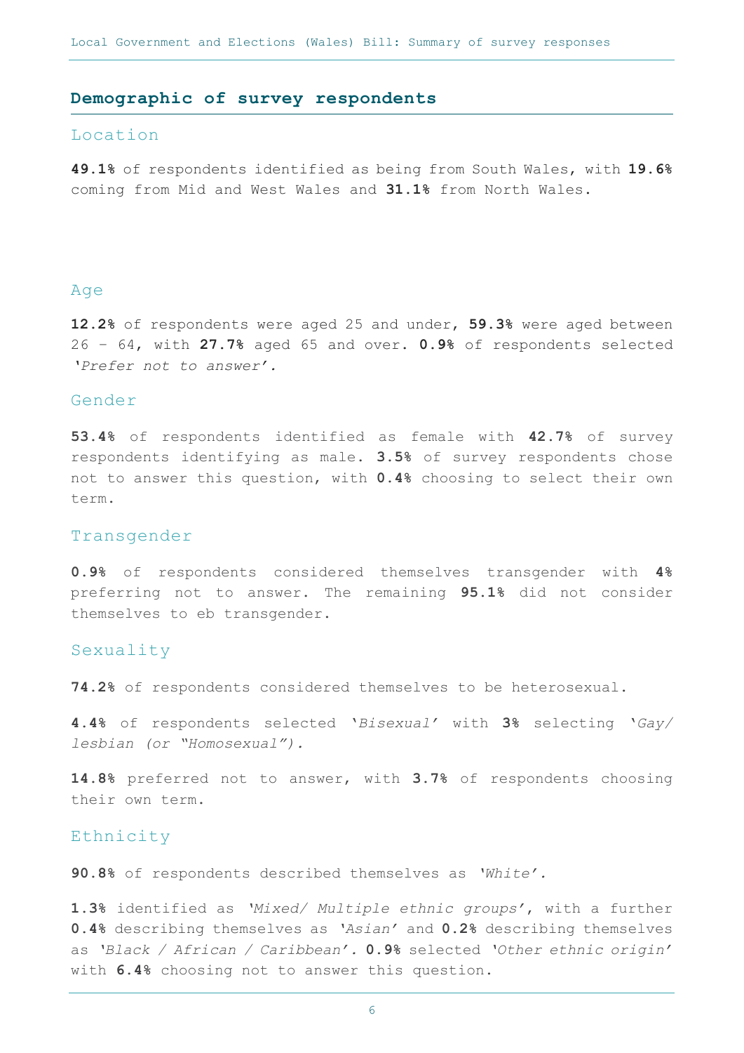## Demographic of survey respondents

### Location

**49.1%** of respondents identified as being from South Wales, with **19.6%** coming from Mid and West Wales and **31.1%** from North Wales.

### Age

**12.2%** of respondents were aged 25 and under, **59.3%** were aged between 26 – 64, with **27.7%** aged 65 and over. **0.9%** of respondents selected *'Prefer not to answer'.*

### Gender

**53.4%** of respondents identified as female with **42.7%** of survey respondents identifying as male. **3.5%** of survey respondents chose not to answer this question, with **0.4%** choosing to select their own term.

### Transgender

**0.9%** of respondents considered themselves transgender with **4%** preferring not to answer. The remaining **95.1%** did not consider themselves to eb transgender.

### Sexuality

**74.2%** of respondents considered themselves to be heterosexual.

**4.4%** of respondents selected '*Bisexual*' with **3%** selecting '*Gay/ lesbian (or "Homosexual").*

**14.8%** preferred not to answer, with **3.7%** of respondents choosing their own term.

### Ethnicity

**90.8%** of respondents described themselves as *'White'.*

**1.3%** identified as *'Mixed/ Multiple ethnic groups'*, with a further **0.4%** describing themselves as *'Asian'* and **0.2%** describing themselves as *'Black / African / Caribbean'.* **0.9%** selected *'Other ethnic origin'* with **6.4%** choosing not to answer this question.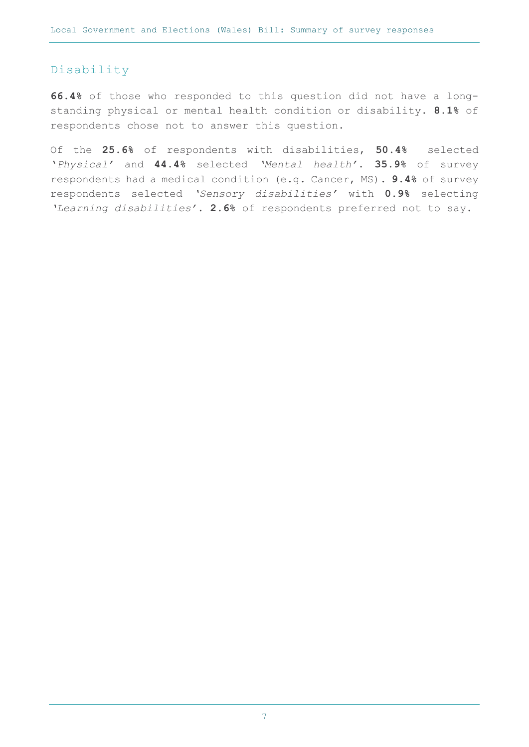## Disability

**66.4%** of those who responded to this question did not have a long-standing physical or mental health condition or disability. **8.1%** of respondents chose not to answer this question.

Of the **25.6%** of respondents with disabilities, **50.4%** selected '*Physical*' and **44.4%** selected '*Mental health*'. **35.9%** of survey respondents had a medical condition (e.g. Cancer, MS). **9.4%** of survey respondents selected '*Sensory disabilities*' with **0.9%** selecting '*Learning disabilities*'. **2.6%** of respondents preferred not to say.